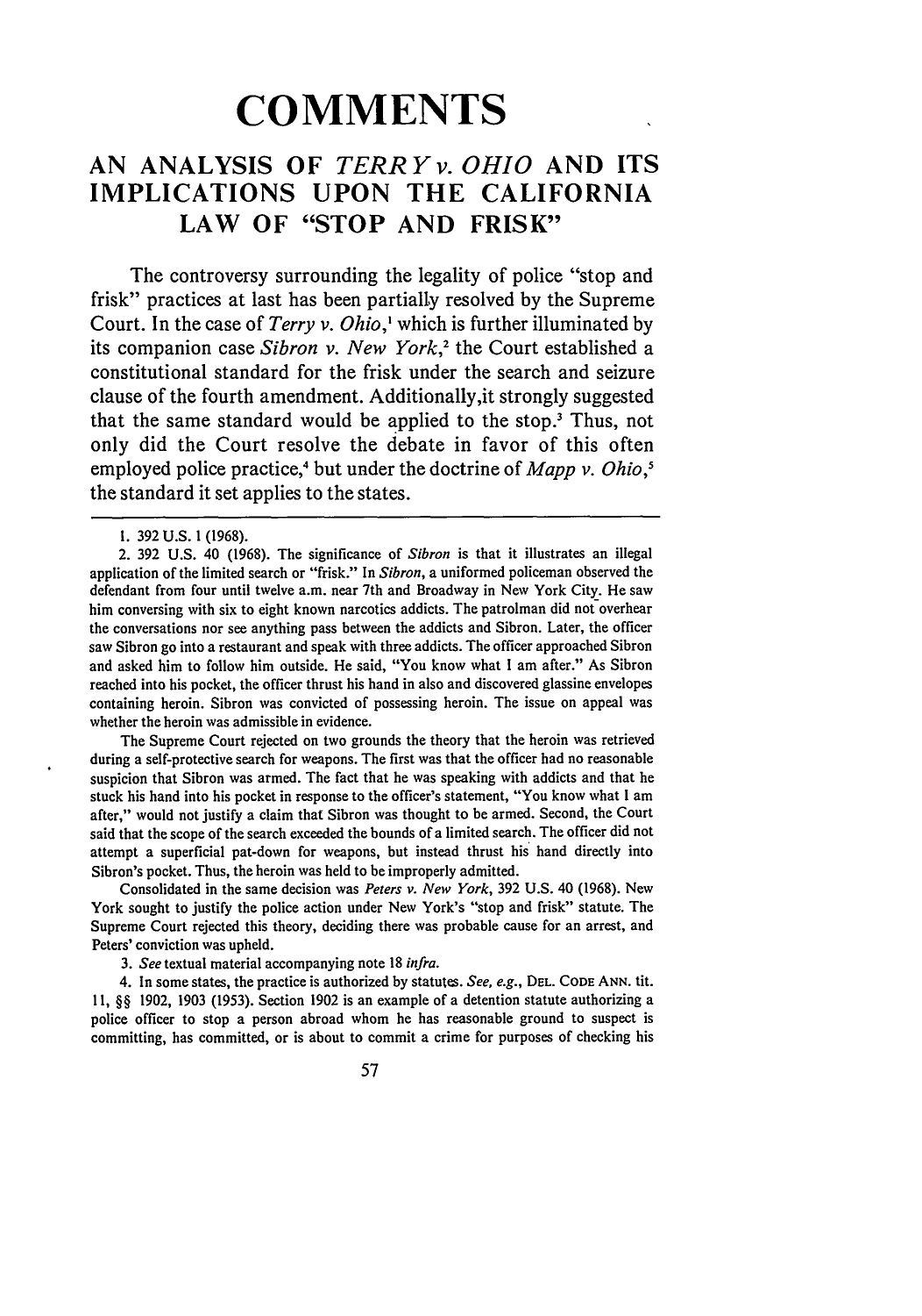# COMMENTS

## AN ANALYSIS OF *TERRY v. OHIO* AND ITS IMPLICATIONS UPON THE CALIFORNIA LAW OF "STOP AND FRISK"

The controversy surrounding the legality of police "stop and frisk" practices at last has been partially resolved by the Supreme Court. In the case of *Terry v. Ohio*,[1] which is further illuminated by its companion case *Sibron v. New York*,[2] the Court established a constitutional standard for the frisk under the search and seizure clause of the fourth amendment. Additionally,it strongly suggested that the same standard would be applied to the stop.[3] Thus, not only did the Court resolve the debate in favor of this often employed police practice,[4] but under the doctrine of *Mapp v. Ohio*,[5] the standard it set applies to the states.

---

1. 392 U.S. 1 (1968).

2. 392 U.S. 40 (1968). The significance of *Sibron* is that it illustrates an illegal application of the limited search or "frisk." In *Sibron*, a uniformed policeman observed the defendant from four until twelve a.m. near 7th and Broadway in New York City. He saw him conversing with six to eight known narcotics addicts. The patrolman did not overhear the conversations nor see anything pass between the addicts and Sibron. Later, the officer saw Sibron go into a restaurant and speak with three addicts. The officer approached Sibron and asked him to follow him outside. He said, "You know what I am after." As Sibron reached into his pocket, the officer thrust his hand in also and discovered glassine envelopes containing heroin. Sibron was convicted of possessing heroin. The issue on appeal was whether the heroin was admissible in evidence.

The Supreme Court rejected on two grounds the theory that the heroin was retrieved during a self-protective search for weapons. The first was that the officer had no reasonable suspicion that Sibron was armed. The fact that he was speaking with addicts and that he stuck his hand into his pocket in response to the officer's statement, "You know what I am after," would not justify a claim that Sibron was thought to be armed. Second, the Court said that the scope of the search exceeded the bounds of a limited search. The officer did not attempt a superficial pat-down for weapons, but instead thrust his hand directly into Sibron's pocket. Thus, the heroin was held to be improperly admitted.

Consolidated in the same decision was *Peters v. New York*, 392 U.S. 40 (1968). New York sought to justify the police action under New York's "stop and frisk" statute. The Supreme Court rejected this theory, deciding there was probable cause for an arrest, and Peters' conviction was upheld.

3. *See* textual material accompanying note 18 *infra*.

4. In some states, the practice is authorized by statutes. *See, e.g.*, DEL. CODE ANN. tit. 11, §§ 1902, 1903 (1953). Section 1902 is an example of a detention statute authorizing a police officer to stop a person abroad whom he has reasonable ground to suspect is committing, has committed, or is about to commit a crime for purposes of checking his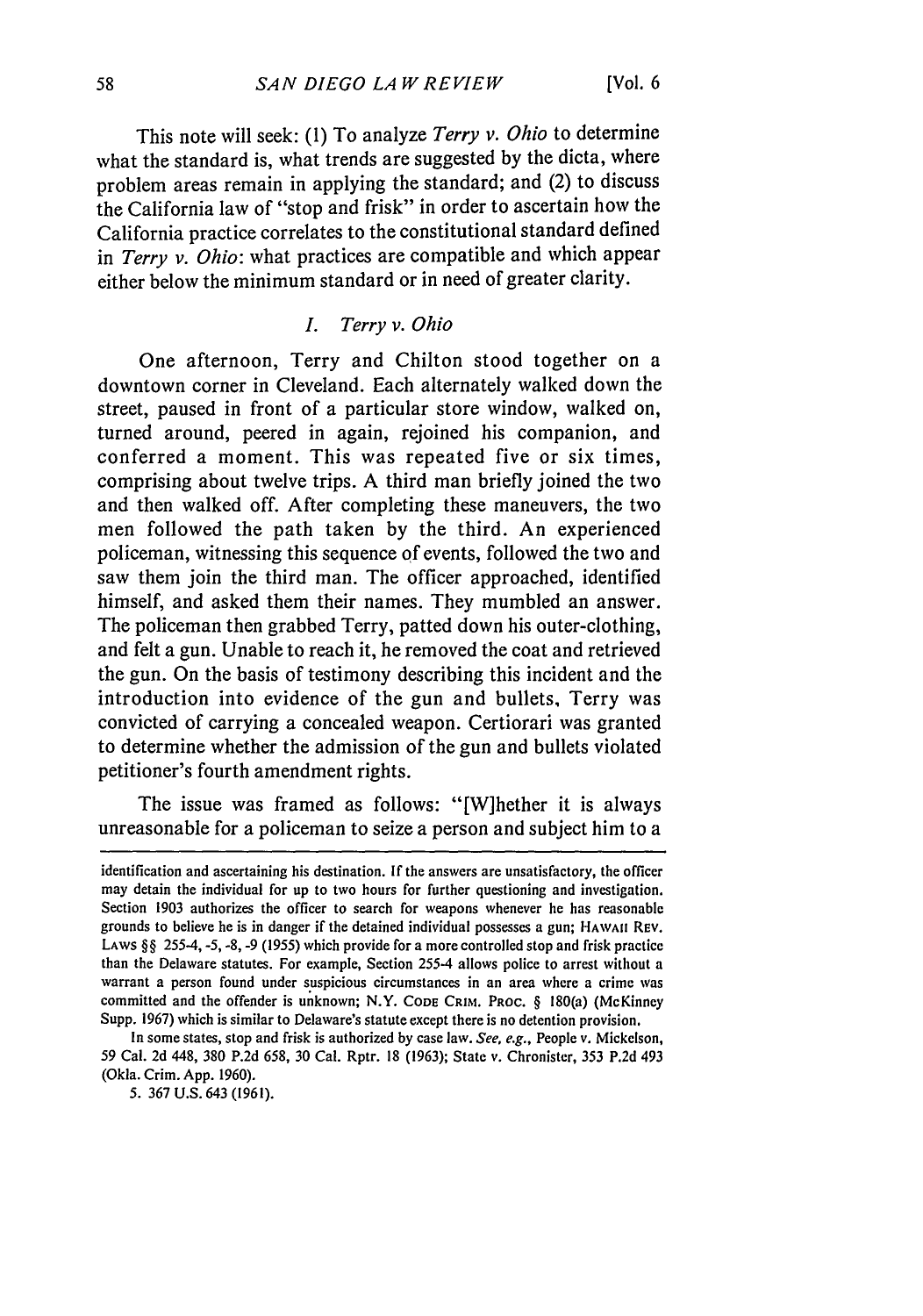This note will seek: (1) To analyze *Terry v. Ohio* to determine what the standard is, what trends are suggested by the dicta, where problem areas remain in applying the standard; and (2) to discuss the California law of "stop and frisk" in order to ascertain how the California practice correlates to the constitutional standard defined in *Terry v. Ohio*: what practices are compatible and which appear either below the minimum standard or in need of greater clarity.

## *I. Terry v. Ohio*

One afternoon, Terry and Chilton stood together on a downtown corner in Cleveland. Each alternately walked down the street, paused in front of a particular store window, walked on, turned around, peered in again, rejoined his companion, and conferred a moment. This was repeated five or six times, comprising about twelve trips. A third man briefly joined the two and then walked off. After completing these maneuvers, the two men followed the path taken by the third. An experienced policeman, witnessing this sequence of events, followed the two and saw them join the third man. The officer approached, identified himself, and asked them their names. They mumbled an answer. The policeman then grabbed Terry, patted down his outer-clothing, and felt a gun. Unable to reach it, he removed the coat and retrieved the gun. On the basis of testimony describing this incident and the introduction into evidence of the gun and bullets, Terry was convicted of carrying a concealed weapon. Certiorari was granted to determine whether the admission of the gun and bullets violated petitioner's fourth amendment rights.

The issue was framed as follows: "[W]hether it is always unreasonable for a policeman to seize a person and subject him to a

---

identification and ascertaining his destination. If the answers are unsatisfactory, the officer may detain the individual for up to two hours for further questioning and investigation. Section 1903 authorizes the officer to search for weapons whenever he has reasonable grounds to believe he is in danger if the detained individual possesses a gun; HAWAII REV. LAWS §§ 255-4, -5, -8, -9 (1955) which provide for a more controlled stop and frisk practice than the Delaware statutes. For example, Section 255-4 allows police to arrest without a warrant a person found under suspicious circumstances in an area where a crime was committed and the offender is unknown; N.Y. CODE CRIM. PROC. § 180(a) (McKinney Supp. 1967) which is similar to Delaware's statute except there is no detention provision.

In some states, stop and frisk is authorized by case law. *See, e.g.*, People v. Mickelson, 59 Cal. 2d 448, 380 P.2d 658, 30 Cal. Rptr. 18 (1963); State v. Chronister, 353 P.2d 493 (Okla. Crim. App. 1960).

5. 367 U.S. 643 (1961).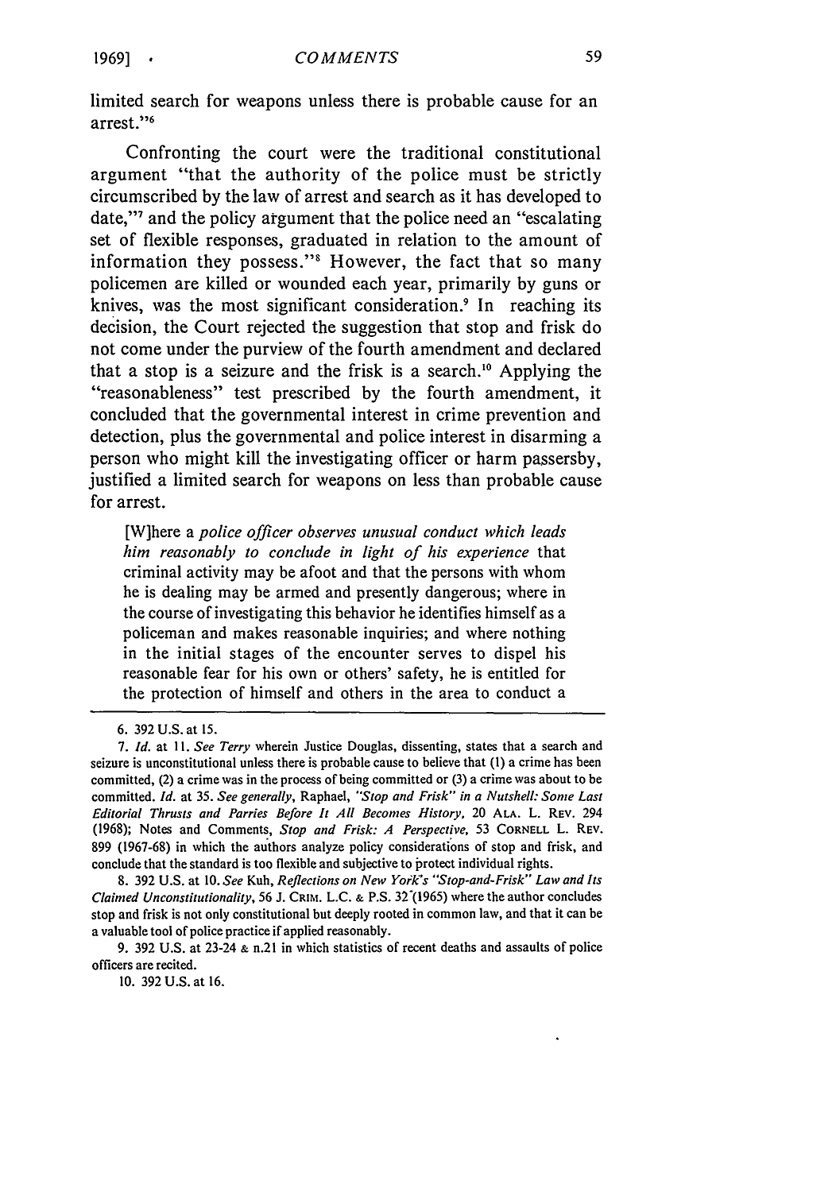limited search for weapons unless there is probable cause for an arrest."[6]

Confronting the court were the traditional constitutional argument "that the authority of the police must be strictly circumscribed by the law of arrest and search as it has developed to date,"[7] and the policy argument that the police need an "escalating set of flexible responses, graduated in relation to the amount of information they possess."[8] However, the fact that so many policemen are killed or wounded each year, primarily by guns or knives, was the most significant consideration.[9] In reaching its decision, the Court rejected the suggestion that stop and frisk do not come under the purview of the fourth amendment and declared that a stop is a seizure and the frisk is a search.[10] Applying the "reasonableness" test prescribed by the fourth amendment, it concluded that the governmental interest in crime prevention and detection, plus the governmental and police interest in disarming a person who might kill the investigating officer or harm passersby, justified a limited search for weapons on less than probable cause for arrest.

> [W]here a *police officer observes unusual conduct which leads him reasonably to conclude in light of his experience* that criminal activity may be afoot and that the persons with whom he is dealing may be armed and presently dangerous; where in the course of investigating this behavior he identifies himself as a policeman and makes reasonable inquiries; and where nothing in the initial stages of the encounter serves to dispel his reasonable fear for his own or others' safety, he is entitled for the protection of himself and others in the area to conduct a

---

6. 392 U.S. at 15.

7. *Id.* at 11. *See Terry* wherein Justice Douglas, dissenting, states that a search and seizure is unconstitutional unless there is probable cause to believe that (1) a crime has been committed, (2) a crime was in the process of being committed or (3) a crime was about to be committed. *Id.* at 35. *See generally*, Raphael, *"Stop and Frisk" in a Nutshell: Some Last Editorial Thrusts and Parries Before It All Becomes History*, 20 ALA. L. REV. 294 (1968); Notes and Comments, *Stop and Frisk: A Perspective*, 53 CORNELL L. REV. 899 (1967-68) in which the authors analyze policy considerations of stop and frisk, and conclude that the standard is too flexible and subjective to protect individual rights.

8. 392 U.S. at 10. *See* Kuh, *Reflections on New York's "Stop-and-Frisk" Law and Its Claimed Unconstitutionality*, 56 J. CRIM. L.C. & P.S. 32 (1965) where the author concludes stop and frisk is not only constitutional but deeply rooted in common law, and that it can be a valuable tool of police practice if applied reasonably.

9. 392 U.S. at 23-24 & n.21 in which statistics of recent deaths and assaults of police officers are recited.

10. 392 U.S. at 16.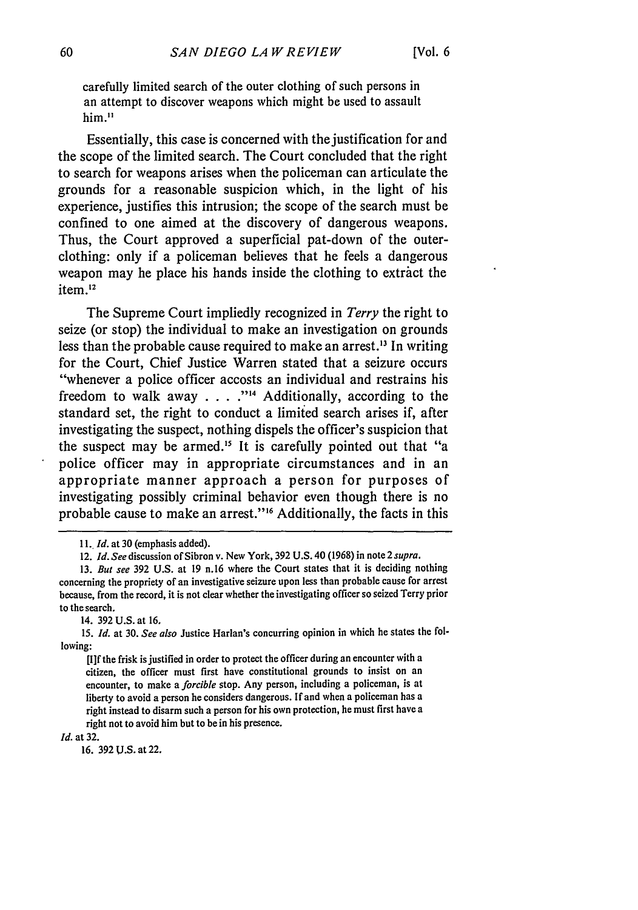carefully limited search of the outer clothing of such persons in an attempt to discover weapons which might be used to assault him."[11]

Essentially, this case is concerned with the justification for and the scope of the limited search. The Court concluded that the right to search for weapons arises when the policeman can articulate the grounds for a reasonable suspicion which, in the light of his experience, justifies this intrusion; the scope of the search must be confined to one aimed at the discovery of dangerous weapons. Thus, the Court approved a superficial pat-down of the outer-clothing: only if a policeman believes that he feels a dangerous weapon may he place his hands inside the clothing to extract the item.[12]

The Supreme Court impliedly recognized in *Terry* the right to seize (or stop) the individual to make an investigation on grounds less than the probable cause required to make an arrest.[13] In writing for the Court, Chief Justice Warren stated that a seizure occurs "whenever a police officer accosts an individual and restrains his freedom to walk away . . . ."[14] Additionally, according to the standard set, the right to conduct a limited search arises if, after investigating the suspect, nothing dispels the officer's suspicion that the suspect may be armed.[15] It is carefully pointed out that "a police officer may in appropriate circumstances and in an appropriate manner approach a person for purposes of investigating possibly criminal behavior even though there is no probable cause to make an arrest."[16] Additionally, the facts in this

---

11. *Id.* at 30 (emphasis added).

12. *Id. See* discussion of Sibron v. New York, 392 U.S. 40 (1968) in note 2 *supra*.

13. *But see* 392 U.S. at 19 n.16 where the Court states that it is deciding nothing concerning the propriety of an investigative seizure upon less than probable cause for arrest because, from the record, it is not clear whether the investigating officer so seized Terry prior to the search.

14. 392 U.S. at 16.

15. *Id.* at 30. *See also* Justice Harlan's concurring opinion in which he states the following:

> [I]f the frisk is justified in order to protect the officer during an encounter with a citizen, the officer must first have constitutional grounds to insist on an encounter, to make a *forcible* stop. Any person, including a policeman, is at liberty to avoid a person he considers dangerous. If and when a policeman has a right instead to disarm such a person for his own protection, he must first have a right not to avoid him but to be in his presence.

*Id.* at 32.

16. 392 U.S. at 22.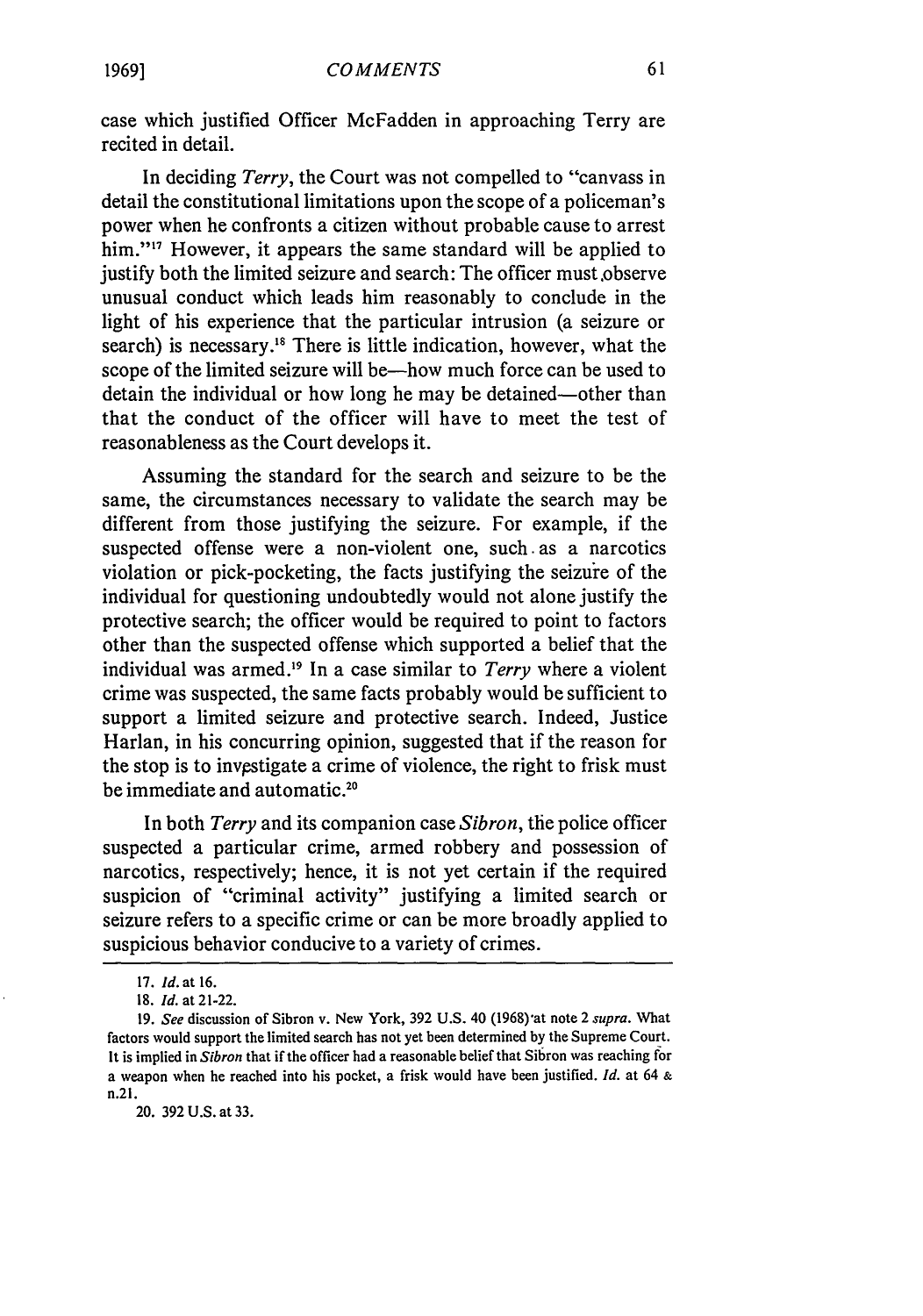case which justified Officer McFadden in approaching Terry are recited in detail.

In deciding *Terry*, the Court was not compelled to "canvass in detail the constitutional limitations upon the scope of a policeman's power when he confronts a citizen without probable cause to arrest him."[17] However, it appears the same standard will be applied to justify both the limited seizure and search: The officer must observe unusual conduct which leads him reasonably to conclude in the light of his experience that the particular intrusion (a seizure or search) is necessary.[18] There is little indication, however, what the scope of the limited seizure will be—how much force can be used to detain the individual or how long he may be detained—other than that the conduct of the officer will have to meet the test of reasonableness as the Court develops it.

Assuming the standard for the search and seizure to be the same, the circumstances necessary to validate the search may be different from those justifying the seizure. For example, if the suspected offense were a non-violent one, such as a narcotics violation or pick-pocketing, the facts justifying the seizure of the individual for questioning undoubtedly would not alone justify the protective search; the officer would be required to point to factors other than the suspected offense which supported a belief that the individual was armed.[19] In a case similar to *Terry* where a violent crime was suspected, the same facts probably would be sufficient to support a limited seizure and protective search. Indeed, Justice Harlan, in his concurring opinion, suggested that if the reason for the stop is to investigate a crime of violence, the right to frisk must be immediate and automatic.[20]

In both *Terry* and its companion case *Sibron*, the police officer suspected a particular crime, armed robbery and possession of narcotics, respectively; hence, it is not yet certain if the required suspicion of "criminal activity" justifying a limited search or seizure refers to a specific crime or can be more broadly applied to suspicious behavior conducive to a variety of crimes.

---

17. *Id.* at 16.

18. *Id.* at 21-22.

19. *See* discussion of Sibron v. New York, 392 U.S. 40 (1968) at note 2 *supra*. What factors would support the limited search has not yet been determined by the Supreme Court. It is implied in *Sibron* that if the officer had a reasonable belief that Sibron was reaching for a weapon when he reached into his pocket, a frisk would have been justified. *Id.* at 64 & n.21.

20. 392 U.S. at 33.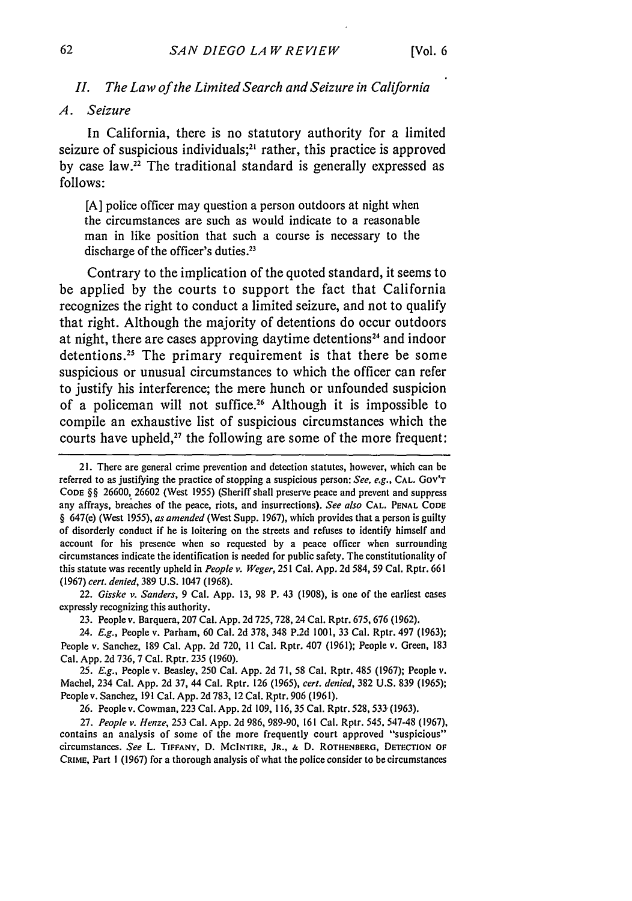## II. *The Law of the Limited Search and Seizure in California*

### A. *Seizure*

In California, there is no statutory authority for a limited seizure of suspicious individuals;[21] rather, this practice is approved by case law.[22] The traditional standard is generally expressed as follows:

> [A] police officer may question a person outdoors at night when the circumstances are such as would indicate to a reasonable man in like position that such a course is necessary to the discharge of the officer's duties.[23]

Contrary to the implication of the quoted standard, it seems to be applied by the courts to support the fact that California recognizes the right to conduct a limited seizure, and not to qualify that right. Although the majority of detentions do occur outdoors at night, there are cases approving daytime detentions[24] and indoor detentions.[25] The primary requirement is that there be some suspicious or unusual circumstances to which the officer can refer to justify his interference; the mere hunch or unfounded suspicion of a policeman will not suffice.[26] Although it is impossible to compile an exhaustive list of suspicious circumstances which the courts have upheld,[27] the following are some of the more frequent:

---

21. There are general crime prevention and detection statutes, however, which can be referred to as justifying the practice of stopping a suspicious person: *See, e.g.*, CAL. GOV'T CODE §§ 26600, 26602 (West 1955) (Sheriff shall preserve peace and prevent and suppress any affrays, breaches of the peace, riots, and insurrections). *See also* CAL. PENAL CODE § 647(e) (West 1955), *as amended* (West Supp. 1967), which provides that a person is guilty of disorderly conduct if he is loitering on the streets and refuses to identify himself and account for his presence when so requested by a peace officer when surrounding circumstances indicate the identification is needed for public safety. The constitutionality of this statute was recently upheld in *People v. Weger*, 251 Cal. App. 2d 584, 59 Cal. Rptr. 661 (1967) *cert. denied*, 389 U.S. 1047 (1968).

22. *Gisske v. Sanders*, 9 Cal. App. 13, 98 P. 43 (1908), is one of the earliest cases expressly recognizing this authority.

23. People v. Barquera, 207 Cal. App. 2d 725, 728, 24 Cal. Rptr. 675, 676 (1962).

24. *E.g.*, People v. Parham, 60 Cal. 2d 378, 348 P.2d 1001, 33 Cal. Rptr. 497 (1963); People v. Sanchez, 189 Cal. App. 2d 720, 11 Cal. Rptr. 407 (1961); People v. Green, 183 Cal. App. 2d 736, 7 Cal. Rptr. 235 (1960).

25. *E.g.*, People v. Beasley, 250 Cal. App. 2d 71, 58 Cal. Rptr. 485 (1967); People v. Machel, 234 Cal. App. 2d 37, 44 Cal. Rptr. 126 (1965), *cert. denied*, 382 U.S. 839 (1965); People v. Sanchez, 191 Cal. App. 2d 783, 12 Cal. Rptr. 906 (1961).

26. People v. Cowman, 223 Cal. App. 2d 109, 116, 35 Cal. Rptr. 528, 533 (1963).

27. *People v. Henze*, 253 Cal. App. 2d 986, 989-90, 161 Cal. Rptr. 545, 547-48 (1967), contains an analysis of some of the more frequently court approved "suspicious" circumstances. *See* L. TIFFANY, D. MCINTIRE, JR., & D. ROTHENBERG, DETECTION OF CRIME, Part 1 (1967) for a thorough analysis of what the police consider to be circumstances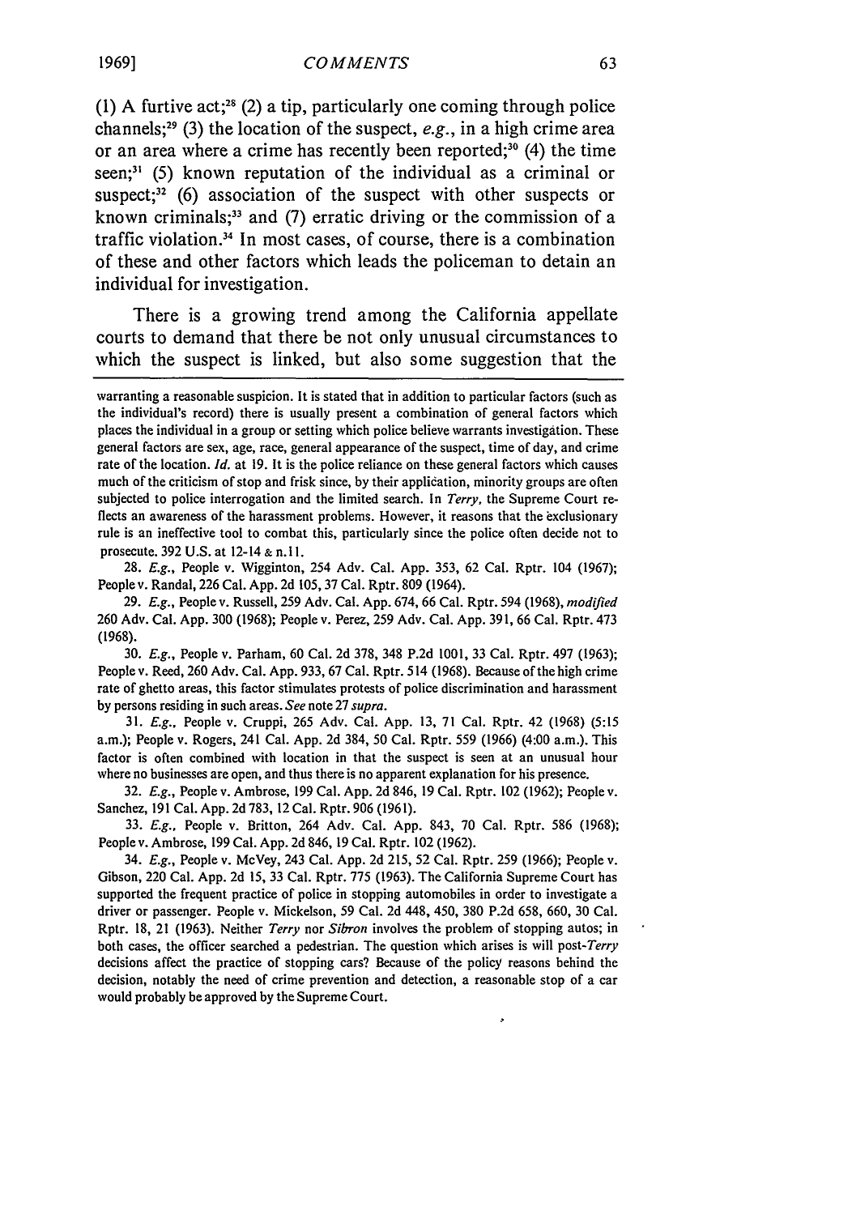(1) A furtive act;[28] (2) a tip, particularly one coming through police channels;[29] (3) the location of the suspect, *e.g.*, in a high crime area or an area where a crime has recently been reported;[30] (4) the time seen;[31] (5) known reputation of the individual as a criminal or suspect;[32] (6) association of the suspect with other suspects or known criminals;[33] and (7) erratic driving or the commission of a traffic violation.[34] In most cases, of course, there is a combination of these and other factors which leads the policeman to detain an individual for investigation.

There is a growing trend among the California appellate courts to demand that there be not only unusual circumstances to which the suspect is linked, but also some suggestion that the

---

warranting a reasonable suspicion. It is stated that in addition to particular factors (such as the individual's record) there is usually present a combination of general factors which places the individual in a group or setting which police believe warrants investigation. These general factors are sex, age, race, general appearance of the suspect, time of day, and crime rate of the location. *Id.* at 19. It is the police reliance on these general factors which causes much of the criticism of stop and frisk since, by their application, minority groups are often subjected to police interrogation and the limited search. In *Terry*, the Supreme Court reflects an awareness of the harassment problems. However, it reasons that the exclusionary rule is an ineffective tool to combat this, particularly since the police often decide not to prosecute. 392 U.S. at 12-14 & n.11.

28. *E.g.*, People v. Wigginton, 254 Adv. Cal. App. 353, 62 Cal. Rptr. 104 (1967); People v. Randal, 226 Cal. App. 2d 105, 37 Cal. Rptr. 809 (1964).

29. *E.g.*, People v. Russell, 259 Adv. Cal. App. 674, 66 Cal. Rptr. 594 (1968), *modified* 260 Adv. Cal. App. 300 (1968); People v. Perez, 259 Adv. Cal. App. 391, 66 Cal. Rptr. 473 (1968).

30. *E.g.*, People v. Parham, 60 Cal. 2d 378, 348 P.2d 1001, 33 Cal. Rptr. 497 (1963); People v. Reed, 260 Adv. Cal. App. 933, 67 Cal. Rptr. 514 (1968). Because of the high crime rate of ghetto areas, this factor stimulates protests of police discrimination and harassment by persons residing in such areas. *See* note 27 *supra*.

31. *E.g.*, People v. Cruppi, 265 Adv. Cal. App. 13, 71 Cal. Rptr. 42 (1968) (5:15 a.m.); People v. Rogers, 241 Cal. App. 2d 384, 50 Cal. Rptr. 559 (1966) (4:00 a.m.). This factor is often combined with location in that the suspect is seen at an unusual hour where no businesses are open, and thus there is no apparent explanation for his presence.

32. *E.g.*, People v. Ambrose, 199 Cal. App. 2d 846, 19 Cal. Rptr. 102 (1962); People v. Sanchez, 191 Cal. App. 2d 783, 12 Cal. Rptr. 906 (1961).

33. *E.g.*, People v. Britton, 264 Adv. Cal. App. 843, 70 Cal. Rptr. 586 (1968); People v. Ambrose, 199 Cal. App. 2d 846, 19 Cal. Rptr. 102 (1962).

34. *E.g.*, People v. McVey, 243 Cal. App. 2d 215, 52 Cal. Rptr. 259 (1966); People v. Gibson, 220 Cal. App. 2d 15, 33 Cal. Rptr. 775 (1963). The California Supreme Court has supported the frequent practice of police in stopping automobiles in order to investigate a driver or passenger. People v. Mickelson, 59 Cal. 2d 448, 450, 380 P.2d 658, 660, 30 Cal. Rptr. 18, 21 (1963). Neither *Terry* nor *Sibron* involves the problem of stopping autos; in both cases, the officer searched a pedestrian. The question which arises is will post-*Terry* decisions affect the practice of stopping cars? Because of the policy reasons behind the decision, notably the need of crime prevention and detection, a reasonable stop of a car would probably be approved by the Supreme Court.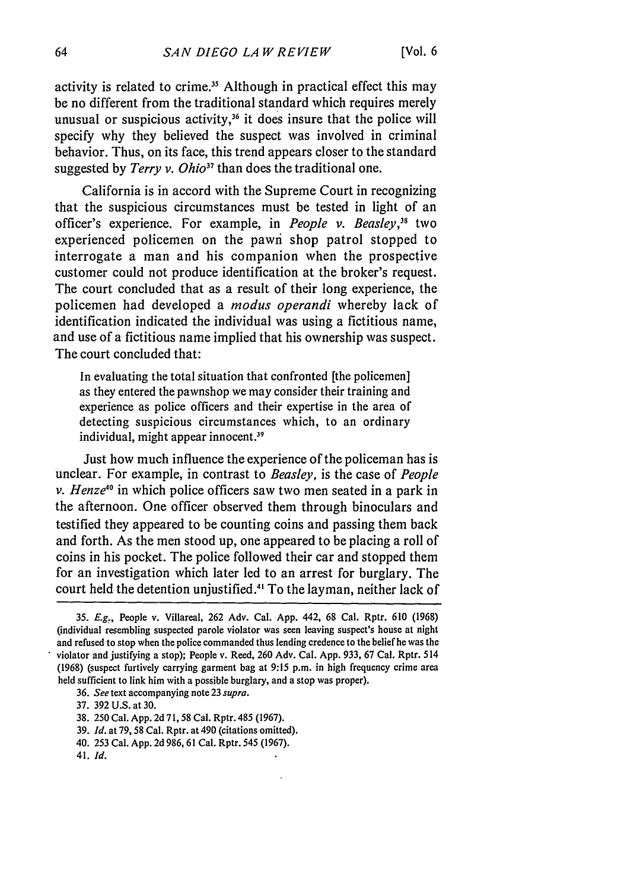activity is related to crime.[35] Although in practical effect this may be no different from the traditional standard which requires merely unusual or suspicious activity,[36] it does insure that the police will specify why they believed the suspect was involved in criminal behavior. Thus, on its face, this trend appears closer to the standard suggested by *Terry v. Ohio*[37] than does the traditional one.

California is in accord with the Supreme Court in recognizing that the suspicious circumstances must be tested in light of an officer's experience. For example, in *People v. Beasley*,[38] two experienced policemen on the pawn shop patrol stopped to interrogate a man and his companion when the prospective customer could not produce identification at the broker's request. The court concluded that as a result of their long experience, the policemen had developed a *modus operandi* whereby lack of identification indicated the individual was using a fictitious name, and use of a fictitious name implied that his ownership was suspect. The court concluded that:

> In evaluating the total situation that confronted [the policemen] as they entered the pawnshop we may consider their training and experience as police officers and their expertise in the area of detecting suspicious circumstances which, to an ordinary individual, might appear innocent.[39]

Just how much influence the experience of the policeman has is unclear. For example, in contrast to *Beasley*, is the case of *People v. Henze*[40] in which police officers saw two men seated in a park in the afternoon. One officer observed them through binoculars and testified they appeared to be counting coins and passing them back and forth. As the men stood up, one appeared to be placing a roll of coins in his pocket. The police followed their car and stopped them for an investigation which later led to an arrest for burglary. The court held the detention unjustified.[41] To the layman, neither lack of

---

35. *E.g.*, People v. Villareal, 262 Adv. Cal. App. 442, 68 Cal. Rptr. 610 (1968) (individual resembling suspected parole violator was seen leaving suspect's house at night and refused to stop when the police commanded thus lending credence to the belief he was the violator and justifying a stop); People v. Reed, 260 Adv. Cal. App. 933, 67 Cal. Rptr. 514 (1968) (suspect furtively carrying garment bag at 9:15 p.m. in high frequency crime area held sufficient to link him with a possible burglary, and a stop was proper).

36. *See* text accompanying note 23 *supra*.

37. 392 U.S. at 30.

38. 250 Cal. App. 2d 71, 58 Cal. Rptr. 485 (1967).

39. *Id.* at 79, 58 Cal. Rptr. at 490 (citations omitted).

40. 253 Cal. App. 2d 986, 61 Cal. Rptr. 545 (1967).

41. *Id.*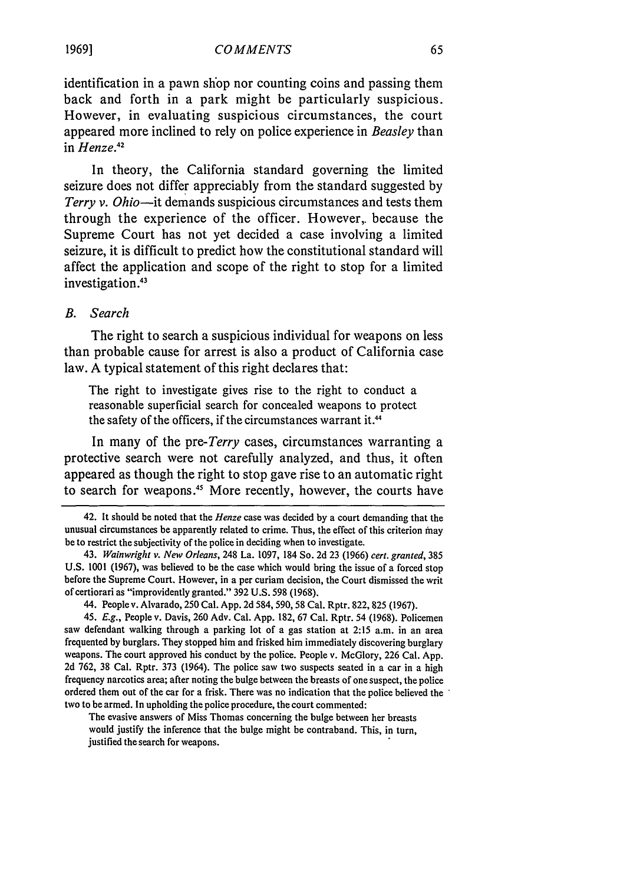identification in a pawn shop nor counting coins and passing them back and forth in a park might be particularly suspicious. However, in evaluating suspicious circumstances, the court appeared more inclined to rely on police experience in *Beasley* than in *Henze*.[42]

In theory, the California standard governing the limited seizure does not differ appreciably from the standard suggested by *Terry v. Ohio*—it demands suspicious circumstances and tests them through the experience of the officer. However, because the Supreme Court has not yet decided a case involving a limited seizure, it is difficult to predict how the constitutional standard will affect the application and scope of the right to stop for a limited investigation.[43]

### *B. Search*

The right to search a suspicious individual for weapons on less than probable cause for arrest is also a product of California case law. A typical statement of this right declares that:

> The right to investigate gives rise to the right to conduct a reasonable superficial search for concealed weapons to protect the safety of the officers, if the circumstances warrant it.[44]

In many of the pre-*Terry* cases, circumstances warranting a protective search were not carefully analyzed, and thus, it often appeared as though the right to stop gave rise to an automatic right to search for weapons.[45] More recently, however, the courts have

---

42. It should be noted that the *Henze* case was decided by a court demanding that the unusual circumstances be apparently related to crime. Thus, the effect of this criterion may be to restrict the subjectivity of the police in deciding when to investigate.

43. *Wainwright v. New Orleans*, 248 La. 1097, 184 So. 2d 23 (1966) *cert. granted*, 385 U.S. 1001 (1967), was believed to be the case which would bring the issue of a forced stop before the Supreme Court. However, in a per curiam decision, the Court dismissed the writ of certiorari as "improvidently granted." 392 U.S. 598 (1968).

44. People v. Alvarado, 250 Cal. App. 2d 584, 590, 58 Cal. Rptr. 822, 825 (1967).

45. *E.g.*, People v. Davis, 260 Adv. Cal. App. 182, 67 Cal. Rptr. 54 (1968). Policemen saw defendant walking through a parking lot of a gas station at 2:15 a.m. in an area frequented by burglars. They stopped him and frisked him immediately discovering burglary weapons. The court approved his conduct by the police. People v. McGlory, 226 Cal. App. 2d 762, 38 Cal. Rptr. 373 (1964). The police saw two suspects seated in a car in a high frequency narcotics area; after noting the bulge between the breasts of one suspect, the police ordered them out of the car for a frisk. There was no indication that the police believed the two to be armed. In upholding the police procedure, the court commented:

> The evasive answers of Miss Thomas concerning the bulge between her breasts would justify the inference that the bulge might be contraband. This, in turn, justified the search for weapons.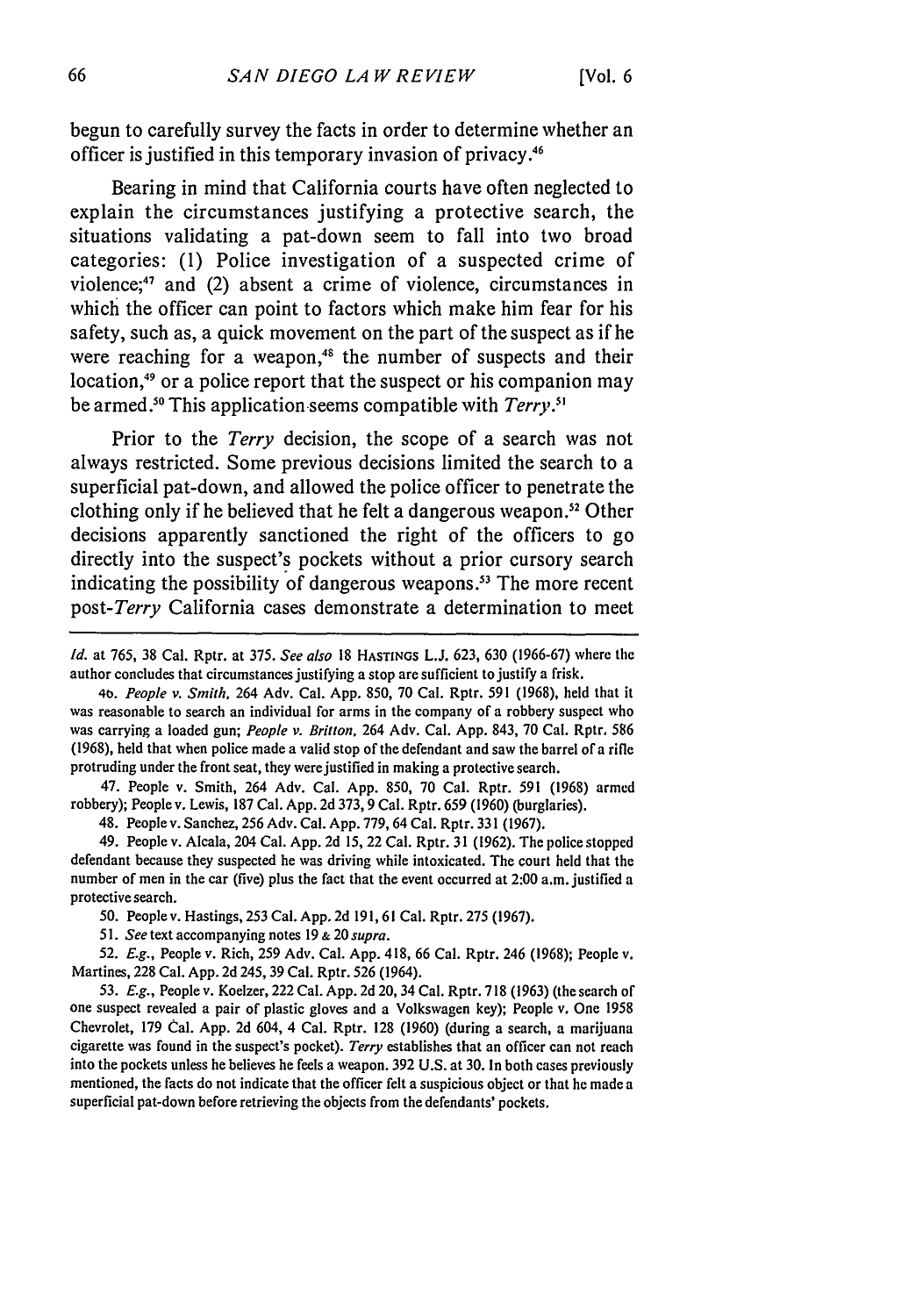begun to carefully survey the facts in order to determine whether an officer is justified in this temporary invasion of privacy.[46]

Bearing in mind that California courts have often neglected to explain the circumstances justifying a protective search, the situations validating a pat-down seem to fall into two broad categories: (1) Police investigation of a suspected crime of violence;[47] and (2) absent a crime of violence, circumstances in which the officer can point to factors which make him fear for his safety, such as, a quick movement on the part of the suspect as if he were reaching for a weapon,[48] the number of suspects and their location,[49] or a police report that the suspect or his companion may be armed.[50] This application seems compatible with *Terry*.[51]

Prior to the *Terry* decision, the scope of a search was not always restricted. Some previous decisions limited the search to a superficial pat-down, and allowed the police officer to penetrate the clothing only if he believed that he felt a dangerous weapon.[52] Other decisions apparently sanctioned the right of the officers to go directly into the suspect's pockets without a prior cursory search indicating the possibility of dangerous weapons.[53] The more recent post-*Terry* California cases demonstrate a determination to meet

---

*Id.* at 765, 38 Cal. Rptr. at 375. *See also* 18 HASTINGS L.J. 623, 630 (1966-67) where the author concludes that circumstances justifying a stop are sufficient to justify a frisk.

46. *People v. Smith*, 264 Adv. Cal. App. 850, 70 Cal. Rptr. 591 (1968), held that it was reasonable to search an individual for arms in the company of a robbery suspect who was carrying a loaded gun; *People v. Britton*, 264 Adv. Cal. App. 843, 70 Cal. Rptr. 586 (1968), held that when police made a valid stop of the defendant and saw the barrel of a rifle protruding under the front seat, they were justified in making a protective search.

47. People v. Smith, 264 Adv. Cal. App. 850, 70 Cal. Rptr. 591 (1968) armed robbery); People v. Lewis, 187 Cal. App. 2d 373, 9 Cal. Rptr. 659 (1960) (burglaries).

48. People v. Sanchez, 256 Adv. Cal. App. 779, 64 Cal. Rptr. 331 (1967).

49. People v. Alcala, 204 Cal. App. 2d 15, 22 Cal. Rptr. 31 (1962). The police stopped defendant because they suspected he was driving while intoxicated. The court held that the number of men in the car (five) plus the fact that the event occurred at 2:00 a.m. justified a protective search.

50. People v. Hastings, 253 Cal. App. 2d 191, 61 Cal. Rptr. 275 (1967).

51. *See* text accompanying notes 19 & 20 *supra*.

52. *E.g.*, People v. Rich, 259 Adv. Cal. App. 418, 66 Cal. Rptr. 246 (1968); People v. Martines, 228 Cal. App. 2d 245, 39 Cal. Rptr. 526 (1964).

53. *E.g.*, People v. Koelzer, 222 Cal. App. 2d 20, 34 Cal. Rptr. 718 (1963) (the search of one suspect revealed a pair of plastic gloves and a Volkswagen key); People v. One 1958 Chevrolet, 179 Cal. App. 2d 604, 4 Cal. Rptr. 128 (1960) (during a search, a marijuana cigarette was found in the suspect's pocket). *Terry* establishes that an officer can not reach into the pockets unless he believes he feels a weapon. 392 U.S. at 30. In both cases previously mentioned, the facts do not indicate that the officer felt a suspicious object or that he made a superficial pat-down before retrieving the objects from the defendants' pockets.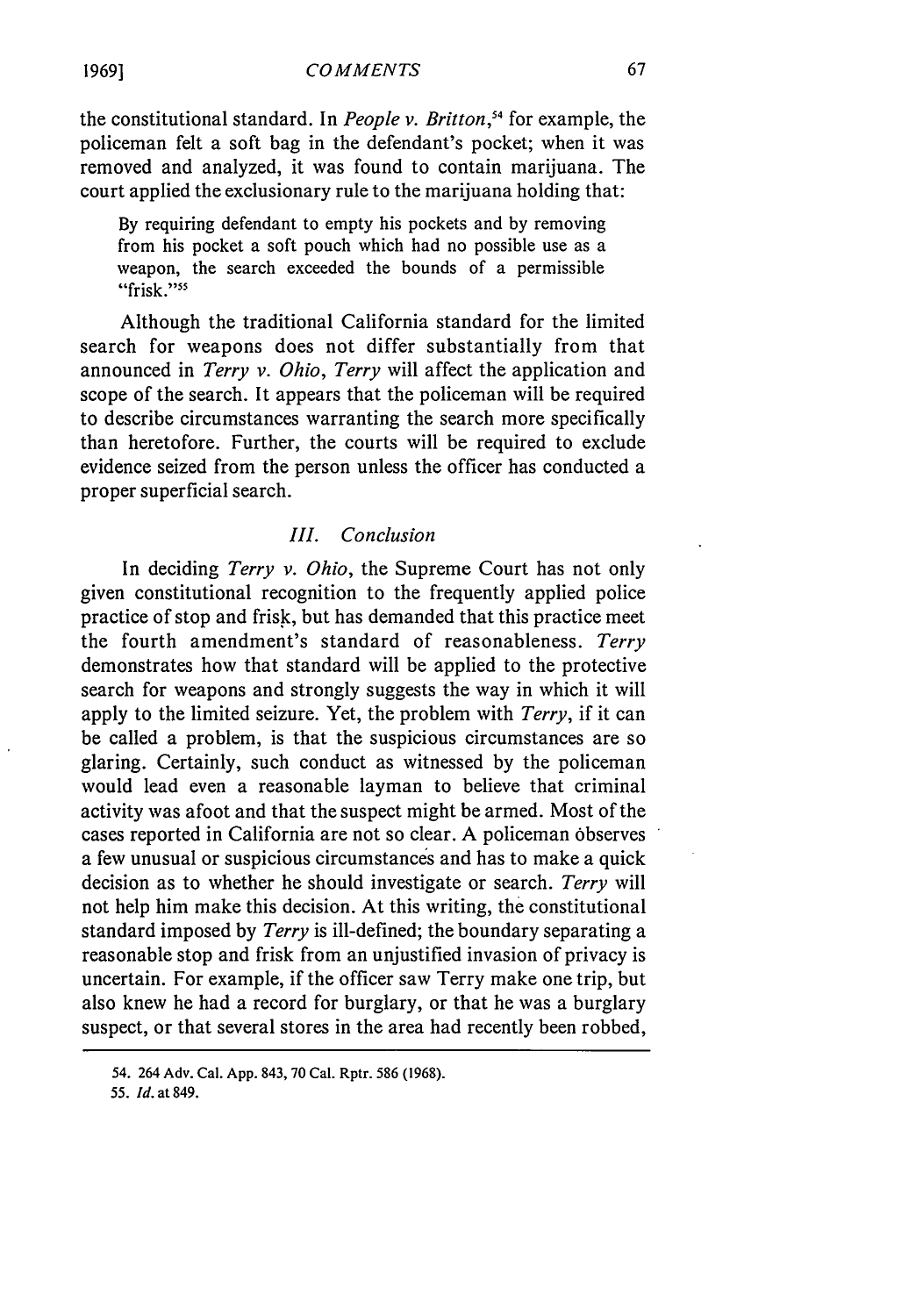the constitutional standard. In *People v. Britton*,[54] for example, the policeman felt a soft bag in the defendant's pocket; when it was removed and analyzed, it was found to contain marijuana. The court applied the exclusionary rule to the marijuana holding that:

> By requiring defendant to empty his pockets and by removing from his pocket a soft pouch which had no possible use as a weapon, the search exceeded the bounds of a permissible "frisk."[55]

Although the traditional California standard for the limited search for weapons does not differ substantially from that announced in *Terry v. Ohio*, *Terry* will affect the application and scope of the search. It appears that the policeman will be required to describe circumstances warranting the search more specifically than heretofore. Further, the courts will be required to exclude evidence seized from the person unless the officer has conducted a proper superficial search.

### *III. Conclusion*

In deciding *Terry v. Ohio*, the Supreme Court has not only given constitutional recognition to the frequently applied police practice of stop and frisk, but has demanded that this practice meet the fourth amendment's standard of reasonableness. *Terry* demonstrates how that standard will be applied to the protective search for weapons and strongly suggests the way in which it will apply to the limited seizure. Yet, the problem with *Terry*, if it can be called a problem, is that the suspicious circumstances are so glaring. Certainly, such conduct as witnessed by the policeman would lead even a reasonable layman to believe that criminal activity was afoot and that the suspect might be armed. Most of the cases reported in California are not so clear. A policeman observes a few unusual or suspicious circumstances and has to make a quick decision as to whether he should investigate or search. *Terry* will not help him make this decision. At this writing, the constitutional standard imposed by *Terry* is ill-defined; the boundary separating a reasonable stop and frisk from an unjustified invasion of privacy is uncertain. For example, if the officer saw Terry make one trip, but also knew he had a record for burglary, or that he was a burglary suspect, or that several stores in the area had recently been robbed,

---

54. 264 Adv. Cal. App. 843, 70 Cal. Rptr. 586 (1968).

55. *Id.* at 849.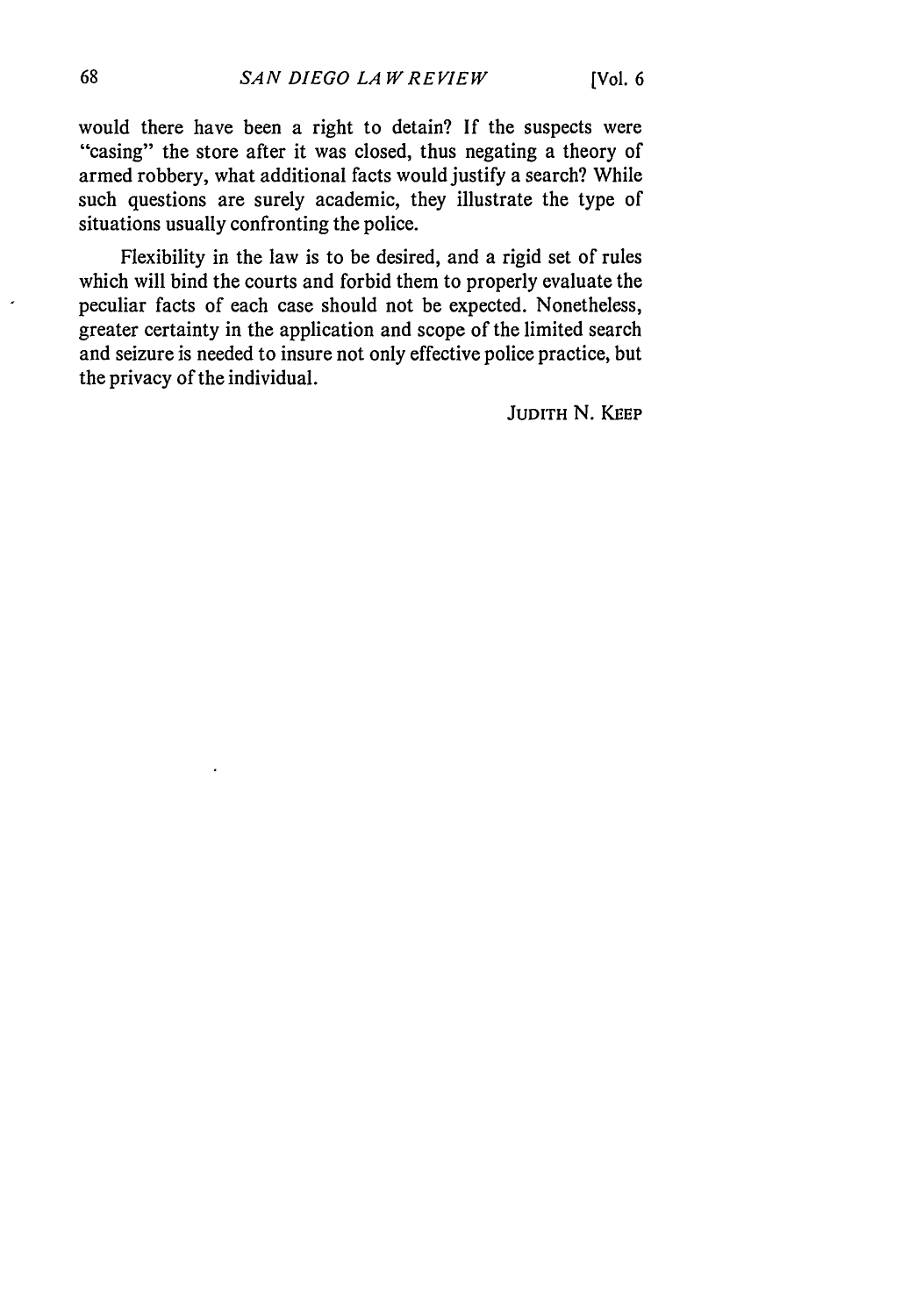would there have been a right to detain? If the suspects were "casing" the store after it was closed, thus negating a theory of armed robbery, what additional facts would justify a search? While such questions are surely academic, they illustrate the type of situations usually confronting the police.

Flexibility in the law is to be desired, and a rigid set of rules which will bind the courts and forbid them to properly evaluate the peculiar facts of each case should not be expected. Nonetheless, greater certainty in the application and scope of the limited search and seizure is needed to insure not only effective police practice, but the privacy of the individual.

JUDITH N. KEEP